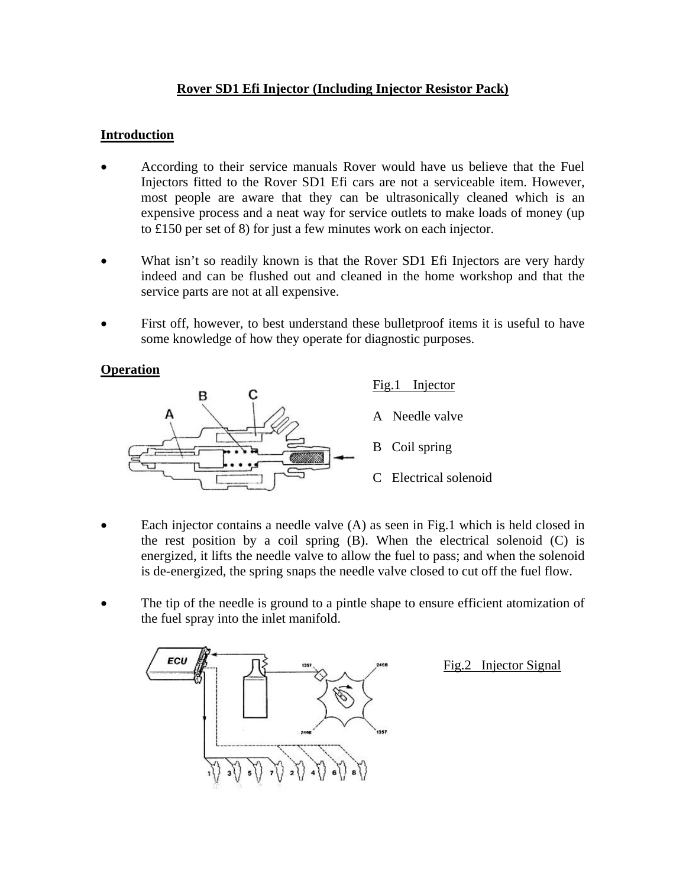# Rover SD1 Efi Injector (Including Injector Resistor Pack)

## Introduction

- According to their service manuals Rover would have us believe that the Fuel Injectors fitted to the Rover SD1 Efi cars are not a serviceable item. However, most people are aware that they can be ultrasonically cleaned which is an expensive process and a neat way for service outlets to make loads of money (up to £150 per set of 8) for just a few minutes work on each injector.

- What isn't so readily known is that the Rover SD1 Efi Injectors are very hardy indeed and can be flushed out and cleaned in the home workshop and that the service parts are not at all expensive.

- First off, however, to best understand these bulletproof items it is useful to have some knowledge of how they operate for diagnostic purposes.

## Operation

Fig.1 Injector

A Needle valve

B Coil spring

C Electrical solenoid

- Each injector contains a needle valve (A) as seen in Fig.1 which is held closed in the rest position by a coil spring (B). When the electrical solenoid (C) is energized, it lifts the needle valve to allow the fuel to pass; and when the solenoid is de-energized, the spring snaps the needle valve closed to cut off the fuel flow.

- The tip of the needle is ground to a pintle shape to ensure efficient atomization of the fuel spray into the inlet manifold.

Fig.2 Injector Signal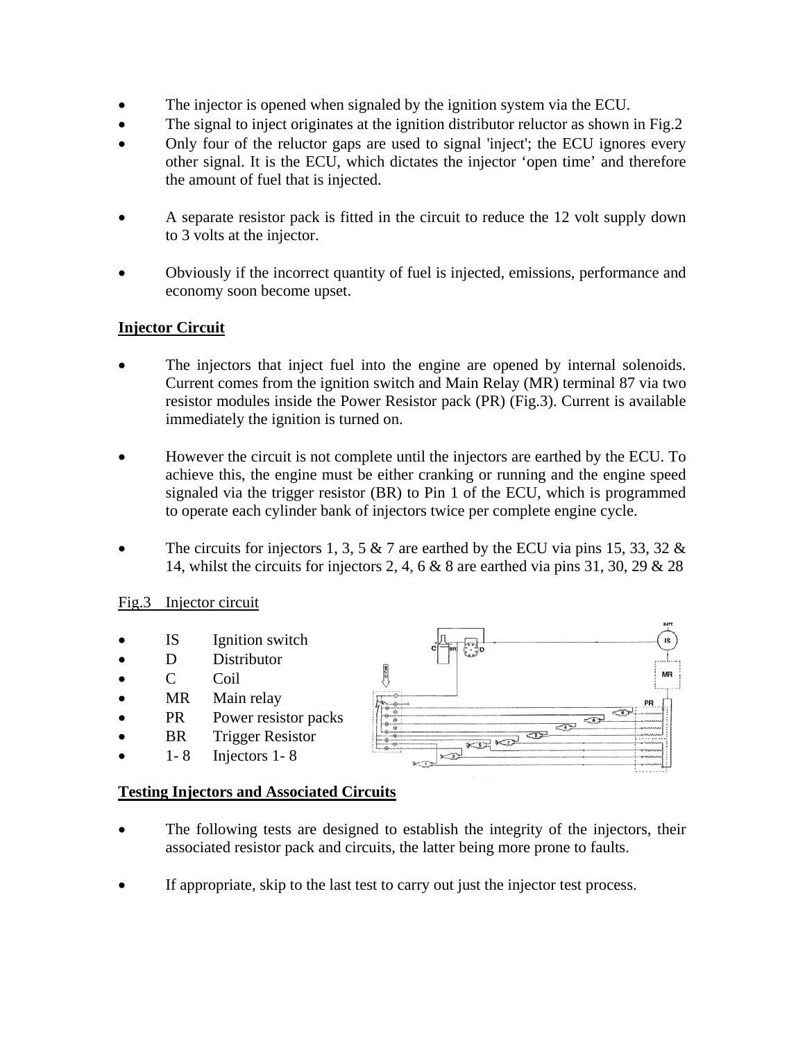- The injector is opened when signaled by the ignition system via the ECU.
- The signal to inject originates at the ignition distributor reluctor as shown in Fig.2
- Only four of the reluctor gaps are used to signal 'inject'; the ECU ignores every other signal. It is the ECU, which dictates the injector 'open time' and therefore the amount of fuel that is injected.

- A separate resistor pack is fitted in the circuit to reduce the 12 volt supply down to 3 volts at the injector.

- Obviously if the incorrect quantity of fuel is injected, emissions, performance and economy soon become upset.

**Injector Circuit**

- The injectors that inject fuel into the engine are opened by internal solenoids. Current comes from the ignition switch and Main Relay (MR) terminal 87 via two resistor modules inside the Power Resistor pack (PR) (Fig.3). Current is available immediately the ignition is turned on.

- However the circuit is not complete until the injectors are earthed by the ECU. To achieve this, the engine must be either cranking or running and the engine speed signaled via the trigger resistor (BR) to Pin 1 of the ECU, which is programmed to operate each cylinder bank of injectors twice per complete engine cycle.

- The circuits for injectors 1, 3, 5 & 7 are earthed by the ECU via pins 15, 33, 32 & 14, whilst the circuits for injectors 2, 4, 6 & 8 are earthed via pins 31, 30, 29 & 28

Fig.3 Injector circuit

- IS Ignition switch
- D Distributor
- C Coil
- MR Main relay
- PR Power resistor packs
- BR Trigger Resistor
- 1- 8 Injectors 1- 8

**Testing Injectors and Associated Circuits**

- The following tests are designed to establish the integrity of the injectors, their associated resistor pack and circuits, the latter being more prone to faults.

- If appropriate, skip to the last test to carry out just the injector test process.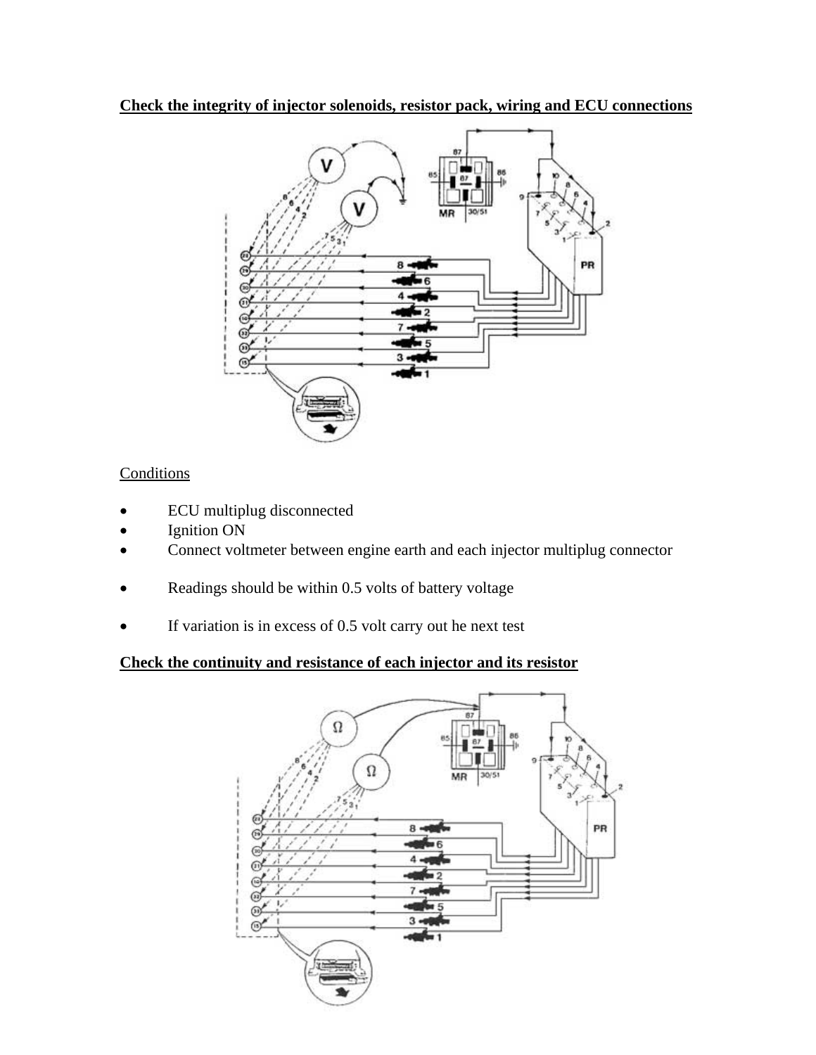**Check the integrity of injector solenoids, resistor pack, wiring and ECU connections**

Conditions

- ECU multiplug disconnected
- Ignition ON
- Connect voltmeter between engine earth and each injector multiplug connector

- Readings should be within 0.5 volts of battery voltage

- If variation is in excess of 0.5 volt carry out he next test

**Check the continuity and resistance of each injector and its resistor**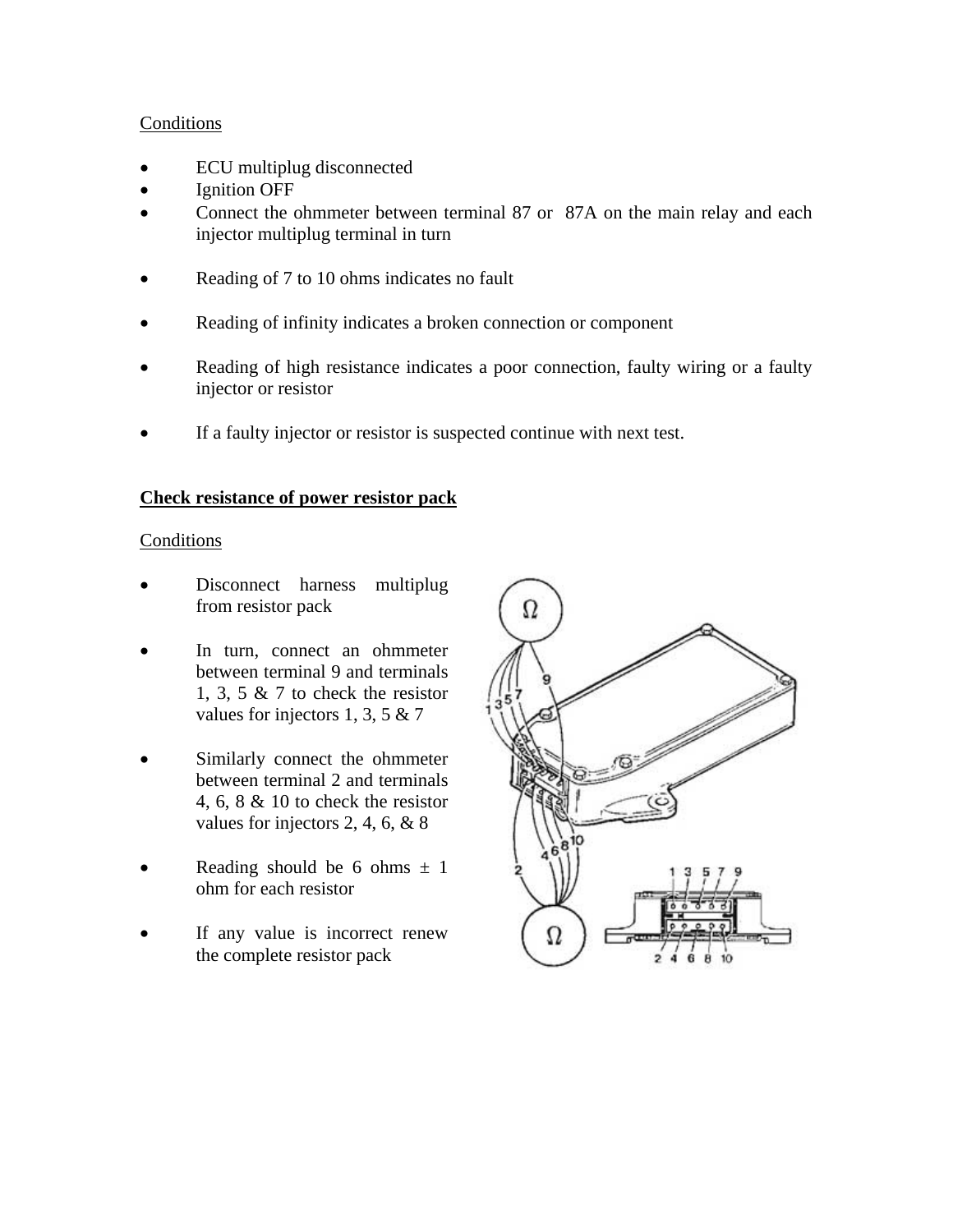Conditions

- ECU multiplug disconnected
- Ignition OFF
- Connect the ohmmeter between terminal 87 or 87A on the main relay and each injector multiplug terminal in turn

- Reading of 7 to 10 ohms indicates no fault

- Reading of infinity indicates a broken connection or component

- Reading of high resistance indicates a poor connection, faulty wiring or a faulty injector or resistor

- If a faulty injector or resistor is suspected continue with next test.

**Check resistance of power resistor pack**

Conditions

- Disconnect harness multiplug from resistor pack

- In turn, connect an ohmmeter between terminal 9 and terminals 1, 3, 5 & 7 to check the resistor values for injectors 1, 3, 5 & 7

- Similarly connect the ohmmeter between terminal 2 and terminals 4, 6, 8 & 10 to check the resistor values for injectors 2, 4, 6, & 8

- Reading should be 6 ohms ± 1 ohm for each resistor

- If any value is incorrect renew the complete resistor pack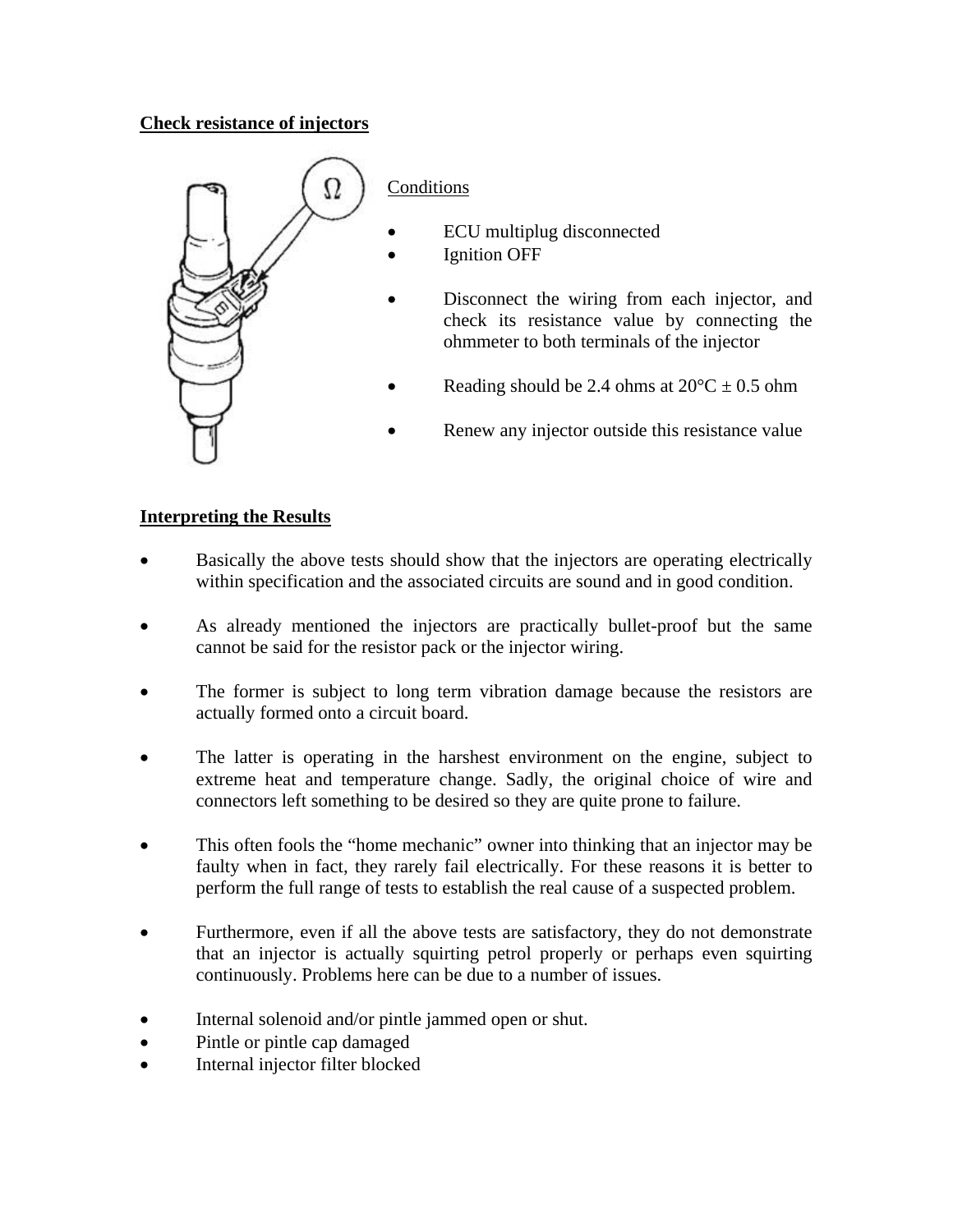**Check resistance of injectors**

Conditions

- ECU multiplug disconnected
- Ignition OFF

- Disconnect the wiring from each injector, and check its resistance value by connecting the ohmmeter to both terminals of the injector

- Reading should be 2.4 ohms at 20°C ± 0.5 ohm

- Renew any injector outside this resistance value

**Interpreting the Results**

- Basically the above tests should show that the injectors are operating electrically within specification and the associated circuits are sound and in good condition.

- As already mentioned the injectors are practically bullet-proof but the same cannot be said for the resistor pack or the injector wiring.

- The former is subject to long term vibration damage because the resistors are actually formed onto a circuit board.

- The latter is operating in the harshest environment on the engine, subject to extreme heat and temperature change. Sadly, the original choice of wire and connectors left something to be desired so they are quite prone to failure.

- This often fools the "home mechanic" owner into thinking that an injector may be faulty when in fact, they rarely fail electrically. For these reasons it is better to perform the full range of tests to establish the real cause of a suspected problem.

- Furthermore, even if all the above tests are satisfactory, they do not demonstrate that an injector is actually squirting petrol properly or perhaps even squirting continuously. Problems here can be due to a number of issues.

- Internal solenoid and/or pintle jammed open or shut.
- Pintle or pintle cap damaged
- Internal injector filter blocked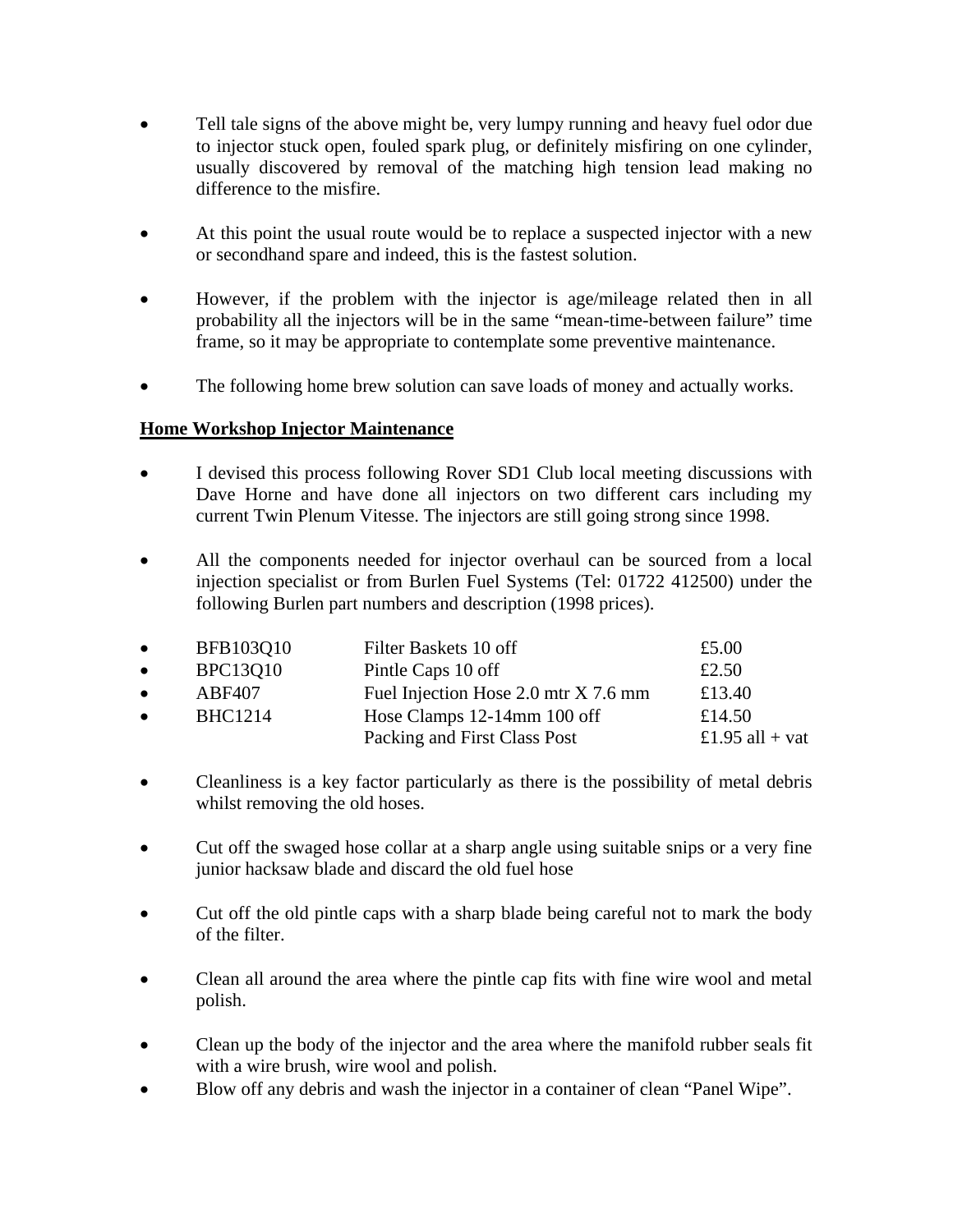- Tell tale signs of the above might be, very lumpy running and heavy fuel odor due to injector stuck open, fouled spark plug, or definitely misfiring on one cylinder, usually discovered by removal of the matching high tension lead making no difference to the misfire.

- At this point the usual route would be to replace a suspected injector with a new or secondhand spare and indeed, this is the fastest solution.

- However, if the problem with the injector is age/mileage related then in all probability all the injectors will be in the same "mean-time-between failure" time frame, so it may be appropriate to contemplate some preventive maintenance.

- The following home brew solution can save loads of money and actually works.

**Home Workshop Injector Maintenance**

- I devised this process following Rover SD1 Club local meeting discussions with Dave Horne and have done all injectors on two different cars including my current Twin Plenum Vitesse. The injectors are still going strong since 1998.

- All the components needed for injector overhaul can be sourced from a local injection specialist or from Burlen Fuel Systems (Tel: 01722 412500) under the following Burlen part numbers and description (1998 prices).

| Part No. | Description | Price |
|---|---|---|
| BFB103Q10 | Filter Baskets 10 off | £5.00 |
| BPC13Q10 | Pintle Caps 10 off | £2.50 |
| ABF407 | Fuel Injection Hose 2.0 mtr X 7.6 mm | £13.40 |
| BHC1214 | Hose Clamps 12-14mm 100 off | £14.50 |
| | Packing and First Class Post | £1.95 all + vat |

- Cleanliness is a key factor particularly as there is the possibility of metal debris whilst removing the old hoses.

- Cut off the swaged hose collar at a sharp angle using suitable snips or a very fine junior hacksaw blade and discard the old fuel hose

- Cut off the old pintle caps with a sharp blade being careful not to mark the body of the filter.

- Clean all around the area where the pintle cap fits with fine wire wool and metal polish.

- Clean up the body of the injector and the area where the manifold rubber seals fit with a wire brush, wire wool and polish.
- Blow off any debris and wash the injector in a container of clean "Panel Wipe".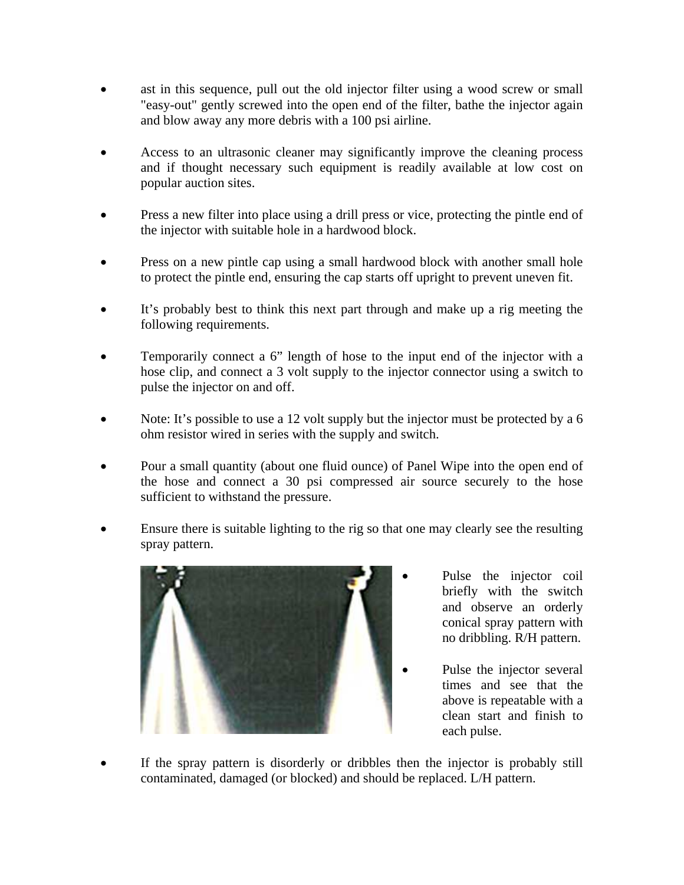- ast in this sequence, pull out the old injector filter using a wood screw or small "easy-out" gently screwed into the open end of the filter, bathe the injector again and blow away any more debris with a 100 psi airline.

- Access to an ultrasonic cleaner may significantly improve the cleaning process and if thought necessary such equipment is readily available at low cost on popular auction sites.

- Press a new filter into place using a drill press or vice, protecting the pintle end of the injector with suitable hole in a hardwood block.

- Press on a new pintle cap using a small hardwood block with another small hole to protect the pintle end, ensuring the cap starts off upright to prevent uneven fit.

- It's probably best to think this next part through and make up a rig meeting the following requirements.

- Temporarily connect a 6" length of hose to the input end of the injector with a hose clip, and connect a 3 volt supply to the injector connector using a switch to pulse the injector on and off.

- Note: It's possible to use a 12 volt supply but the injector must be protected by a 6 ohm resistor wired in series with the supply and switch.

- Pour a small quantity (about one fluid ounce) of Panel Wipe into the open end of the hose and connect a 30 psi compressed air source securely to the hose sufficient to withstand the pressure.

- Ensure there is suitable lighting to the rig so that one may clearly see the resulting spray pattern.

- Pulse the injector coil briefly with the switch and observe an orderly conical spray pattern with no dribbling. R/H pattern.

- Pulse the injector several times and see that the above is repeatable with a clean start and finish to each pulse.

- If the spray pattern is disorderly or dribbles then the injector is probably still contaminated, damaged (or blocked) and should be replaced. L/H pattern.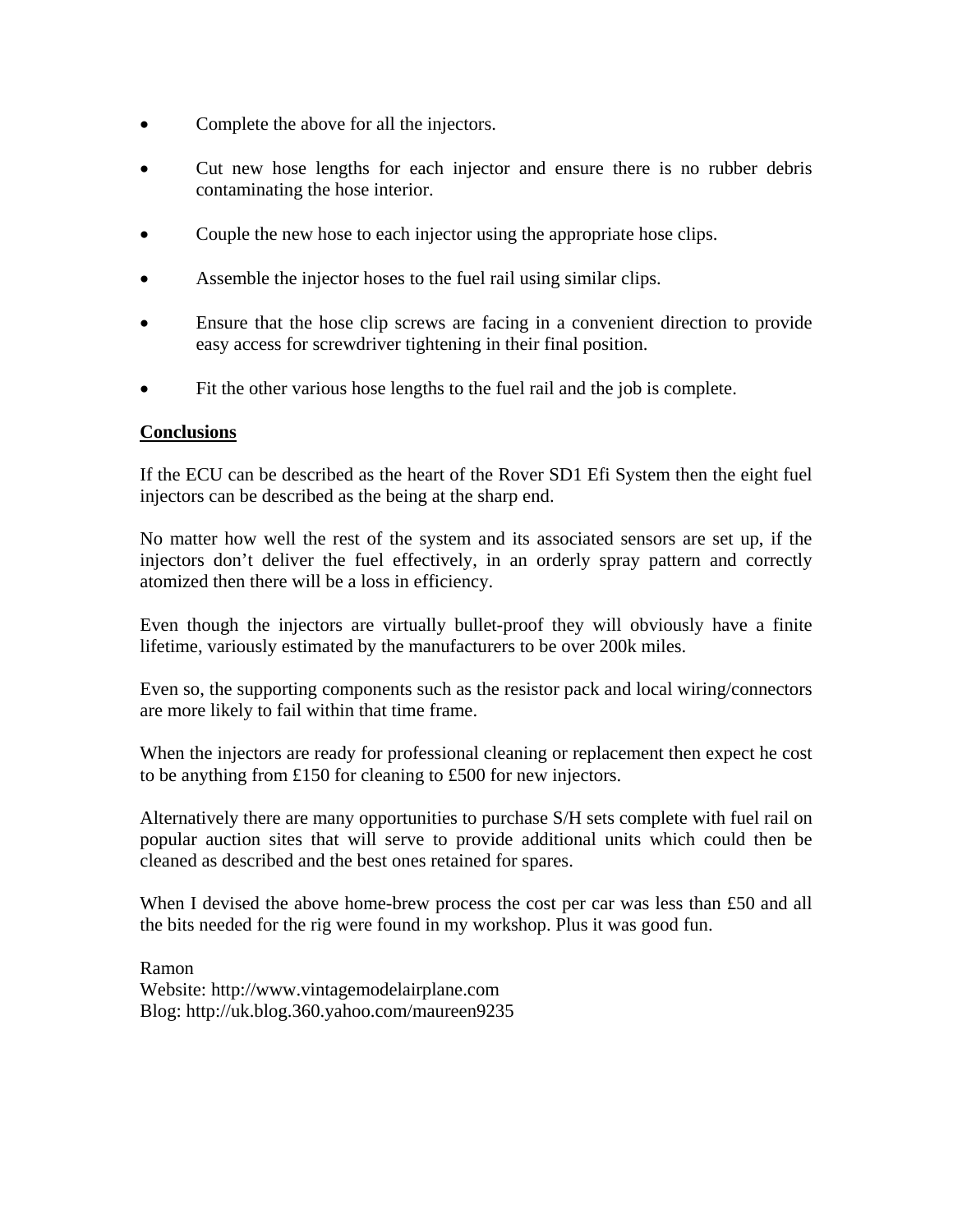- Complete the above for all the injectors.
- Cut new hose lengths for each injector and ensure there is no rubber debris contaminating the hose interior.
- Couple the new hose to each injector using the appropriate hose clips.
- Assemble the injector hoses to the fuel rail using similar clips.
- Ensure that the hose clip screws are facing in a convenient direction to provide easy access for screwdriver tightening in their final position.
- Fit the other various hose lengths to the fuel rail and the job is complete.

**Conclusions**

If the ECU can be described as the heart of the Rover SD1 Efi System then the eight fuel injectors can be described as the being at the sharp end.

No matter how well the rest of the system and its associated sensors are set up, if the injectors don't deliver the fuel effectively, in an orderly spray pattern and correctly atomized then there will be a loss in efficiency.

Even though the injectors are virtually bullet-proof they will obviously have a finite lifetime, variously estimated by the manufacturers to be over 200k miles.

Even so, the supporting components such as the resistor pack and local wiring/connectors are more likely to fail within that time frame.

When the injectors are ready for professional cleaning or replacement then expect he cost to be anything from £150 for cleaning to £500 for new injectors.

Alternatively there are many opportunities to purchase S/H sets complete with fuel rail on popular auction sites that will serve to provide additional units which could then be cleaned as described and the best ones retained for spares.

When I devised the above home-brew process the cost per car was less than £50 and all the bits needed for the rig were found in my workshop. Plus it was good fun.

Ramon
Website: http://www.vintagemodelairplane.com
Blog: http://uk.blog.360.yahoo.com/maureen9235